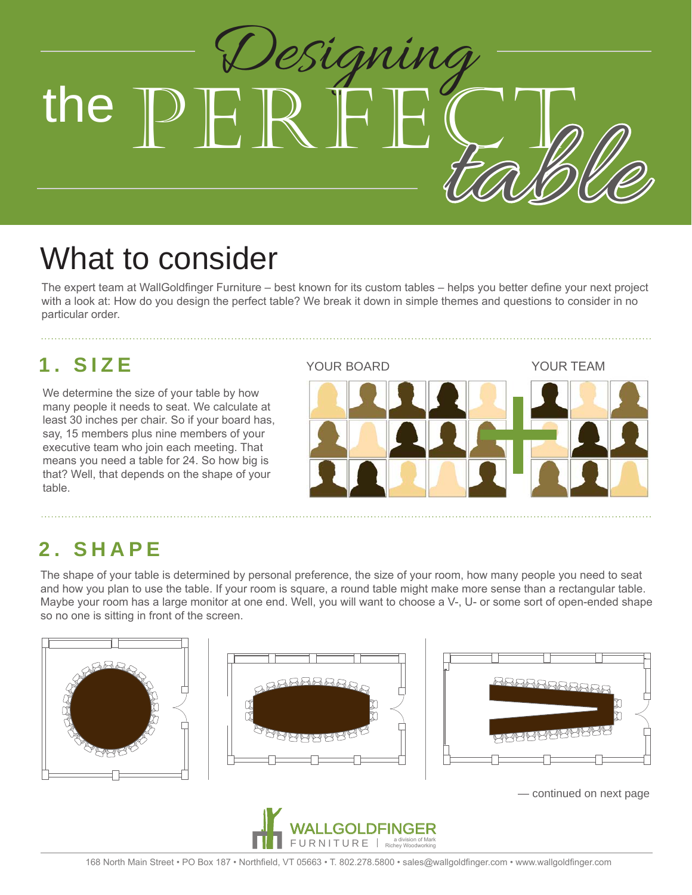# Designing the PERFECT table

## What to consider

The expert team at WallGoldfinger Furniture – best known for its custom tables – helps you better define your next project with a look at: How do you design the perfect table? We break it down in simple themes and questions to consider in no particular order.

### 1. SIZE

We determine the size of your table by how many people it needs to seat. We calculate at least 30 inches per chair. So if your board has, say, 15 members plus nine members of your executive team who join each meeting. That means you need a table for 24. So how big is that? Well, that depends on the shape of your table.

YOUR BOARD

YOUR TEAM

### 2. SHAPE

The shape of your table is determined by personal preference, the size of your room, how many people you need to seat and how you plan to use the table. If your room is square, a round table might make more sense than a rectangular table. Maybe your room has a large monitor at one end. Well, you will want to choose a V-, U- or some sort of open-ended shape so no one is sitting in front of the screen.

— continued on next page

WALLGOLDFINGER FURNITURE | a division of Mark Richey Woodworking

168 North Main Street • PO Box 187 • Northfield, VT 05663 • T. 802.278.5800 • sales@wallgoldfinger.com • www.wallgoldfinger.com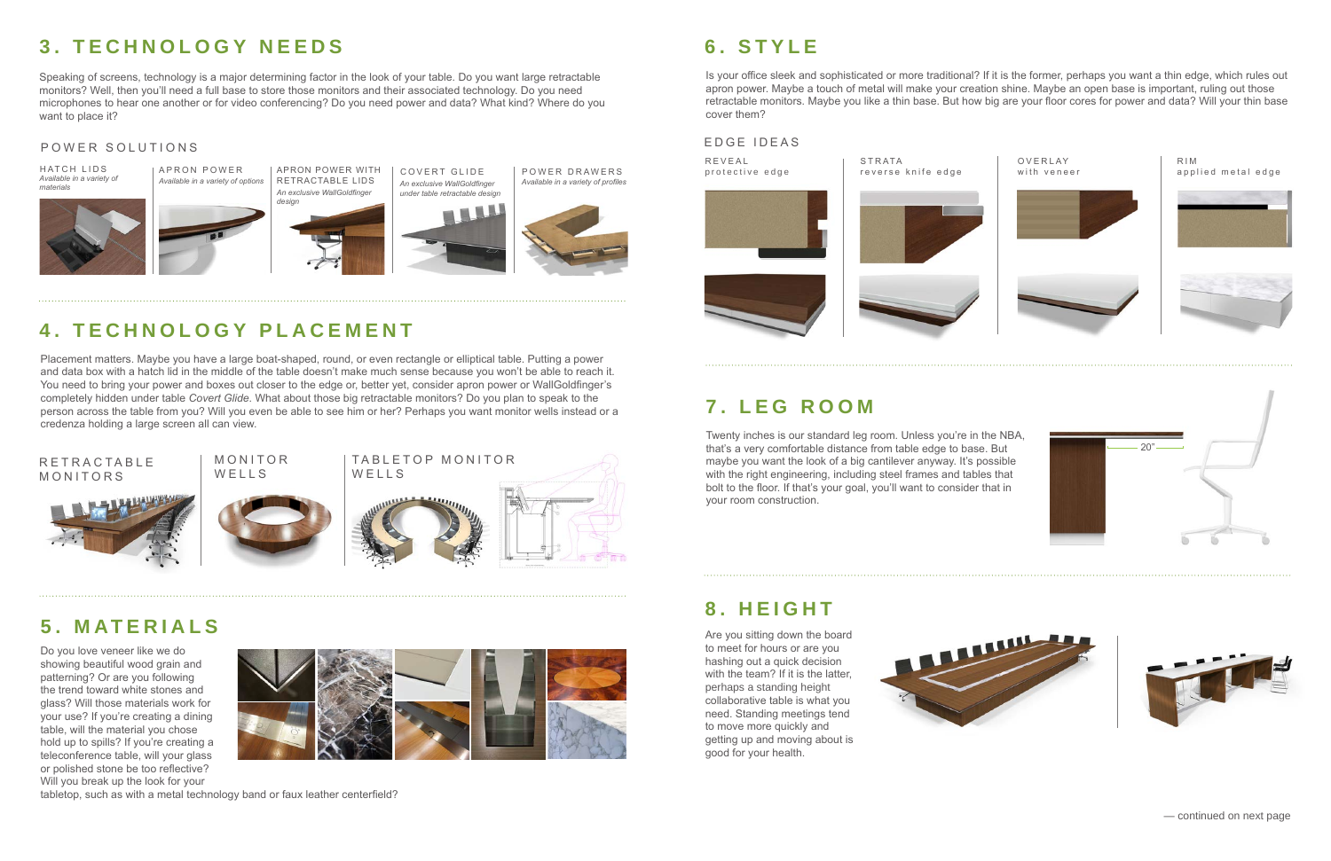## 3. TECHNOLOGY NEEDS

Speaking of screens, technology is a major determining factor in the look of your table. Do you want large retractable monitors? Well, then you'll need a full base to store those monitors and their associated technology. Do you need microphones to hear one another or for video conferencing? Do you need power and data? What kind? Where do you want to place it?

### POWER SOLUTIONS

HATCH LIDS
*Available in a variety of materials*

APRON POWER
*Available in a variety of options*

APRON POWER WITH RETRACTABLE LIDS
*An exclusive WallGoldfinger design*

COVERT GLIDE
*An exclusive WallGoldfinger under table retractable design*

POWER DRAWERS
*Available in a variety of profiles*

## 4. TECHNOLOGY PLACEMENT

Placement matters. Maybe you have a large boat-shaped, round, or even rectangle or elliptical table. Putting a power and data box with a hatch lid in the middle of the table doesn't make much sense because you won't be able to reach it. You need to bring your power and boxes out closer to the edge or, better yet, consider apron power or WallGoldfinger's completely hidden under table *Covert Glide*. What about those big retractable monitors? Do you plan to speak to the person across the table from you? Will you even be able to see him or her? Perhaps you want monitor wells instead or a credenza holding a large screen all can view.

RETRACTABLE MONITORS

MONITOR WELLS

TABLETOP MONITOR WELLS

## 5. MATERIALS

Do you love veneer like we do showing beautiful wood grain and patterning? Or are you following the trend toward white stones and glass? Will those materials work for your use? If you're creating a dining table, will the material you chose hold up to spills? If you're creating a teleconference table, will your glass or polished stone be too reflective? Will you break up the look for your tabletop, such as with a metal technology band or faux leather centerfield?

## 6. STYLE

Is your office sleek and sophisticated or more traditional? If it is the former, perhaps you want a thin edge, which rules out apron power. Maybe a touch of metal will make your creation shine. Maybe an open base is important, ruling out those retractable monitors. Maybe you like a thin base. But how big are your floor cores for power and data? Will your thin base cover them?

### EDGE IDEAS

REVEAL
protective edge

STRATA
reverse knife edge

OVERLAY
with veneer

RIM
applied metal edge

## 7. LEG ROOM

Twenty inches is our standard leg room. Unless you're in the NBA, that's a very comfortable distance from table edge to base. But maybe you want the look of a big cantilever anyway. It's possible with the right engineering, including steel frames and tables that bolt to the floor. If that's your goal, you'll want to consider that in your room construction.

20"

## 8. HEIGHT

Are you sitting down the board to meet for hours or are you hashing out a quick decision with the team? If it is the latter, perhaps a standing height collaborative table is what you need. Standing meetings tend to move more quickly and getting up and moving about is good for your health.

— continued on next page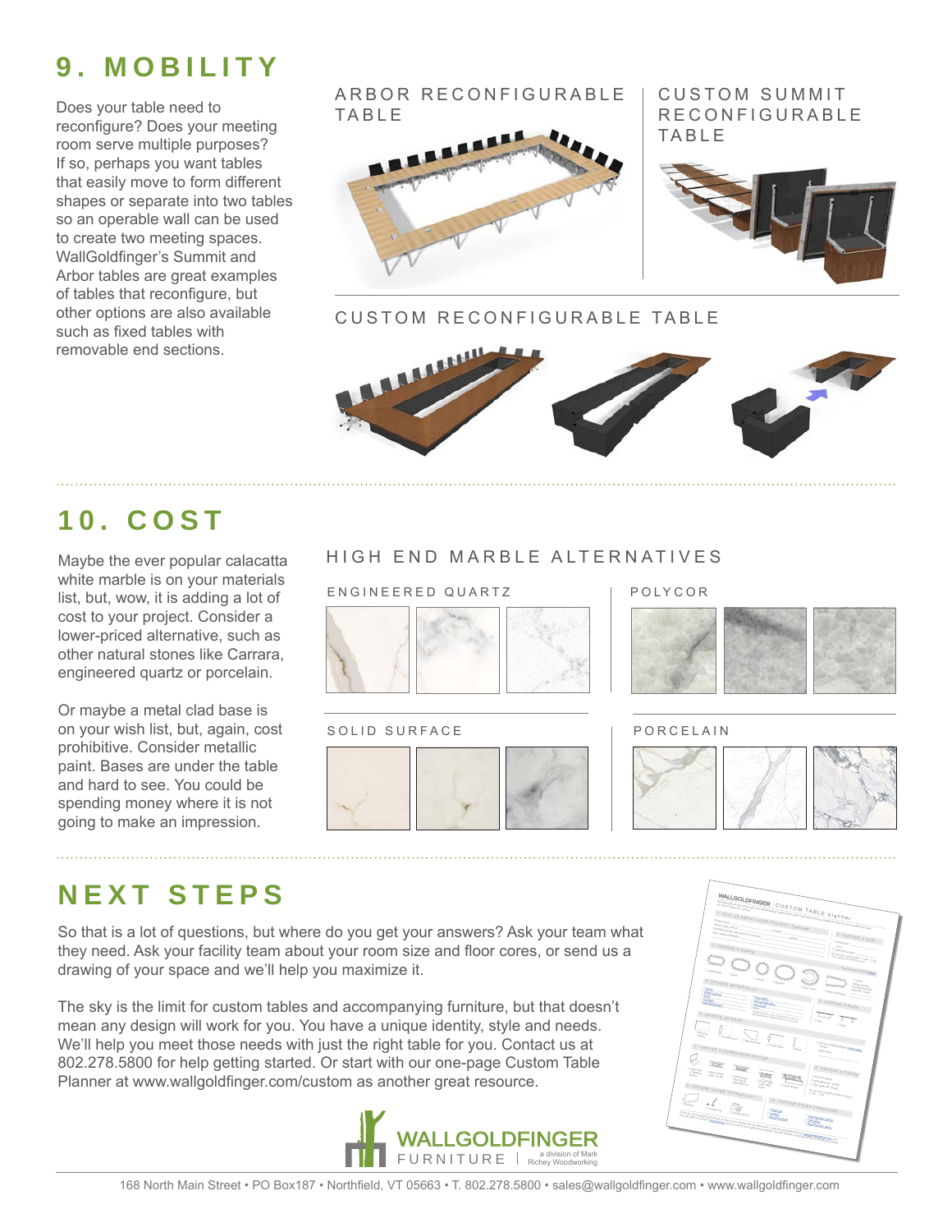## 9. MOBILITY

Does your table need to reconfigure? Does your meeting room serve multiple purposes? If so, perhaps you want tables that easily move to form different shapes or separate into two tables so an operable wall can be used to create two meeting spaces. WallGoldfinger's Summit and Arbor tables are great examples of tables that reconfigure, but other options are also available such as fixed tables with removable end sections.

ARBOR RECONFIGURABLE TABLE

CUSTOM SUMMIT RECONFIGURABLE TABLE

CUSTOM RECONFIGURABLE TABLE

## 10. COST

Maybe the ever popular calacatta white marble is on your materials list, but, wow, it is adding a lot of cost to your project. Consider a lower-priced alternative, such as other natural stones like Carrara, engineered quartz or porcelain.

Or maybe a metal clad base is on your wish list, but, again, cost prohibitive. Consider metallic paint. Bases are under the table and hard to see. You could be spending money where it is not going to make an impression.

HIGH END MARBLE ALTERNATIVES

ENGINEERED QUARTZ

POLYCOR

SOLID SURFACE

PORCELAIN

## NEXT STEPS

So that is a lot of questions, but where do you get your answers? Ask your team what they need. Ask your facility team about your room size and floor cores, or send us a drawing of your space and we'll help you maximize it.

The sky is the limit for custom tables and accompanying furniture, but that doesn't mean any design will work for you. You have a unique identity, style and needs. We'll help you meet those needs with just the right table for you. Contact us at 802.278.5800 for help getting started. Or start with our one-page Custom Table Planner at www.wallgoldfinger.com/custom as another great resource.

WALLGOLDFINGER FURNITURE | a division of Mark Richey Woodworking

168 North Main Street • PO Box187 • Northfield, VT 05663 • T. 802.278.5800 • sales@wallgoldfinger.com • www.wallgoldfinger.com